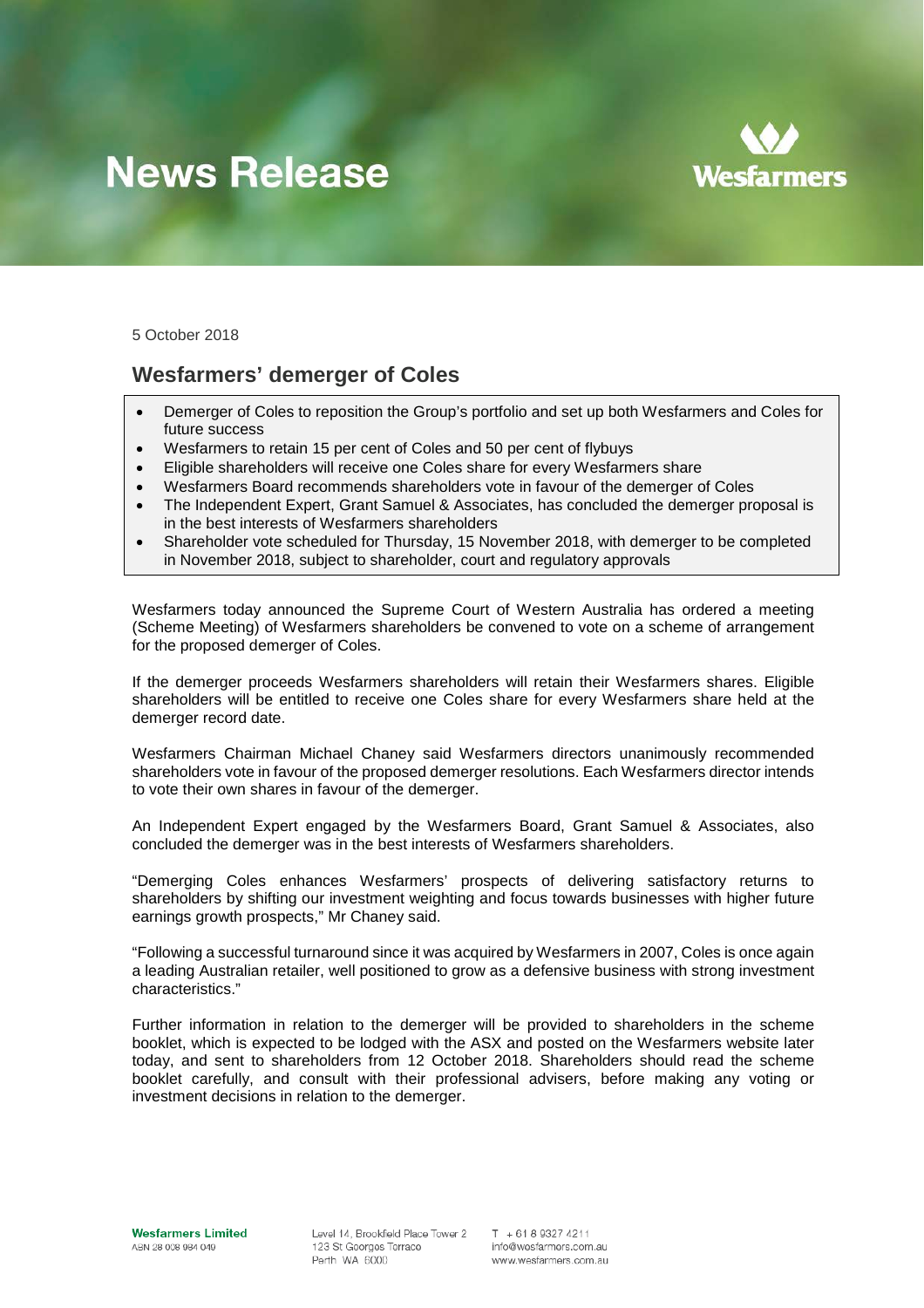# News Release

5 October 2018

## Wesfarmers' demerger of Coles

- Demerger of Coles to reposition the Group's portfolio and set up both Wesfarmers and Coles for future success
- Wesfarmers to retain 15 per cent of Coles and 50 per cent of flybuys
- Eligible shareholders will receive one Coles share for every Wesfarmers share
- Wesfarmers Board recommends shareholders vote in favour of the demerger of Coles
- The Independent Expert, Grant Samuel & Associates, has concluded the demerger proposal is in the best interests of Wesfarmers shareholders
- Shareholder vote scheduled for Thursday, 15 November 2018, with demerger to be completed in November 2018, subject to shareholder, court and regulatory approvals

Wesfarmers today announced the Supreme Court of Western Australia has ordered a meeting (Scheme Meeting) of Wesfarmers shareholders be convened to vote on a scheme of arrangement for the proposed demerger of Coles.

If the demerger proceeds Wesfarmers shareholders will retain their Wesfarmers shares. Eligible shareholders will be entitled to receive one Coles share for every Wesfarmers share held at the demerger record date.

Wesfarmers Chairman Michael Chaney said Wesfarmers directors unanimously recommended shareholders vote in favour of the proposed demerger resolutions. Each Wesfarmers director intends to vote their own shares in favour of the demerger.

An Independent Expert engaged by the Wesfarmers Board, Grant Samuel & Associates, also concluded the demerger was in the best interests of Wesfarmers shareholders.

"Demerging Coles enhances Wesfarmers' prospects of delivering satisfactory returns to shareholders by shifting our investment weighting and focus towards businesses with higher future earnings growth prospects," Mr Chaney said.

"Following a successful turnaround since it was acquired by Wesfarmers in 2007, Coles is once again a leading Australian retailer, well positioned to grow as a defensive business with strong investment characteristics."

Further information in relation to the demerger will be provided to shareholders in the scheme booklet, which is expected to be lodged with the ASX and posted on the Wesfarmers website later today, and sent to shareholders from 12 October 2018. Shareholders should read the scheme booklet carefully, and consult with their professional advisers, before making any voting or investment decisions in relation to the demerger.

**Wesfarmers Limited**
ABN 28 008 984 049

Level 14, Brookfield Place Tower 2
123 St Georges Terrace
Perth WA 6000

T + 61 8 9327 4211
info@wesfarmers.com.au
www.wesfarmers.com.au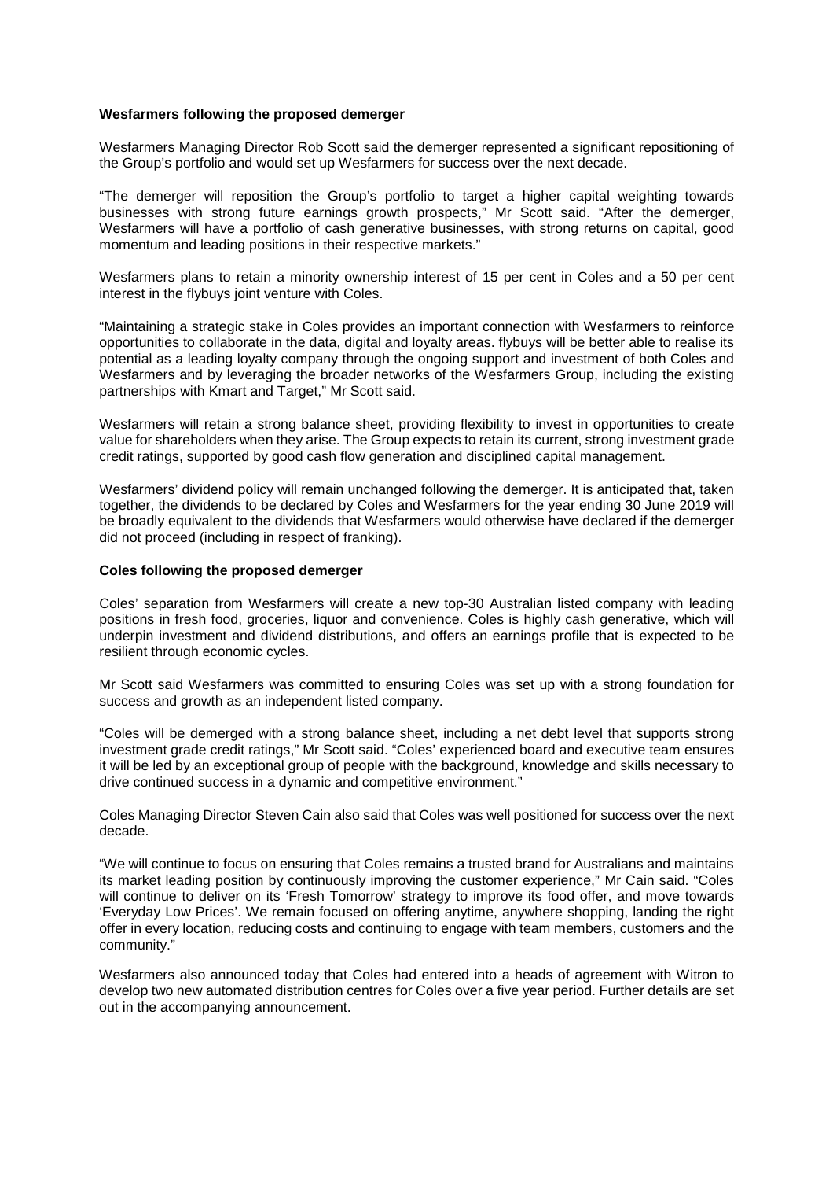**Wesfarmers following the proposed demerger**

Wesfarmers Managing Director Rob Scott said the demerger represented a significant repositioning of the Group's portfolio and would set up Wesfarmers for success over the next decade.

"The demerger will reposition the Group's portfolio to target a higher capital weighting towards businesses with strong future earnings growth prospects," Mr Scott said. "After the demerger, Wesfarmers will have a portfolio of cash generative businesses, with strong returns on capital, good momentum and leading positions in their respective markets."

Wesfarmers plans to retain a minority ownership interest of 15 per cent in Coles and a 50 per cent interest in the flybuys joint venture with Coles.

"Maintaining a strategic stake in Coles provides an important connection with Wesfarmers to reinforce opportunities to collaborate in the data, digital and loyalty areas. flybuys will be better able to realise its potential as a leading loyalty company through the ongoing support and investment of both Coles and Wesfarmers and by leveraging the broader networks of the Wesfarmers Group, including the existing partnerships with Kmart and Target," Mr Scott said.

Wesfarmers will retain a strong balance sheet, providing flexibility to invest in opportunities to create value for shareholders when they arise. The Group expects to retain its current, strong investment grade credit ratings, supported by good cash flow generation and disciplined capital management.

Wesfarmers' dividend policy will remain unchanged following the demerger. It is anticipated that, taken together, the dividends to be declared by Coles and Wesfarmers for the year ending 30 June 2019 will be broadly equivalent to the dividends that Wesfarmers would otherwise have declared if the demerger did not proceed (including in respect of franking).

**Coles following the proposed demerger**

Coles' separation from Wesfarmers will create a new top-30 Australian listed company with leading positions in fresh food, groceries, liquor and convenience. Coles is highly cash generative, which will underpin investment and dividend distributions, and offers an earnings profile that is expected to be resilient through economic cycles.

Mr Scott said Wesfarmers was committed to ensuring Coles was set up with a strong foundation for success and growth as an independent listed company.

"Coles will be demerged with a strong balance sheet, including a net debt level that supports strong investment grade credit ratings," Mr Scott said. "Coles' experienced board and executive team ensures it will be led by an exceptional group of people with the background, knowledge and skills necessary to drive continued success in a dynamic and competitive environment."

Coles Managing Director Steven Cain also said that Coles was well positioned for success over the next decade.

"We will continue to focus on ensuring that Coles remains a trusted brand for Australians and maintains its market leading position by continuously improving the customer experience," Mr Cain said. "Coles will continue to deliver on its 'Fresh Tomorrow' strategy to improve its food offer, and move towards 'Everyday Low Prices'. We remain focused on offering anytime, anywhere shopping, landing the right offer in every location, reducing costs and continuing to engage with team members, customers and the community."

Wesfarmers also announced today that Coles had entered into a heads of agreement with Witron to develop two new automated distribution centres for Coles over a five year period. Further details are set out in the accompanying announcement.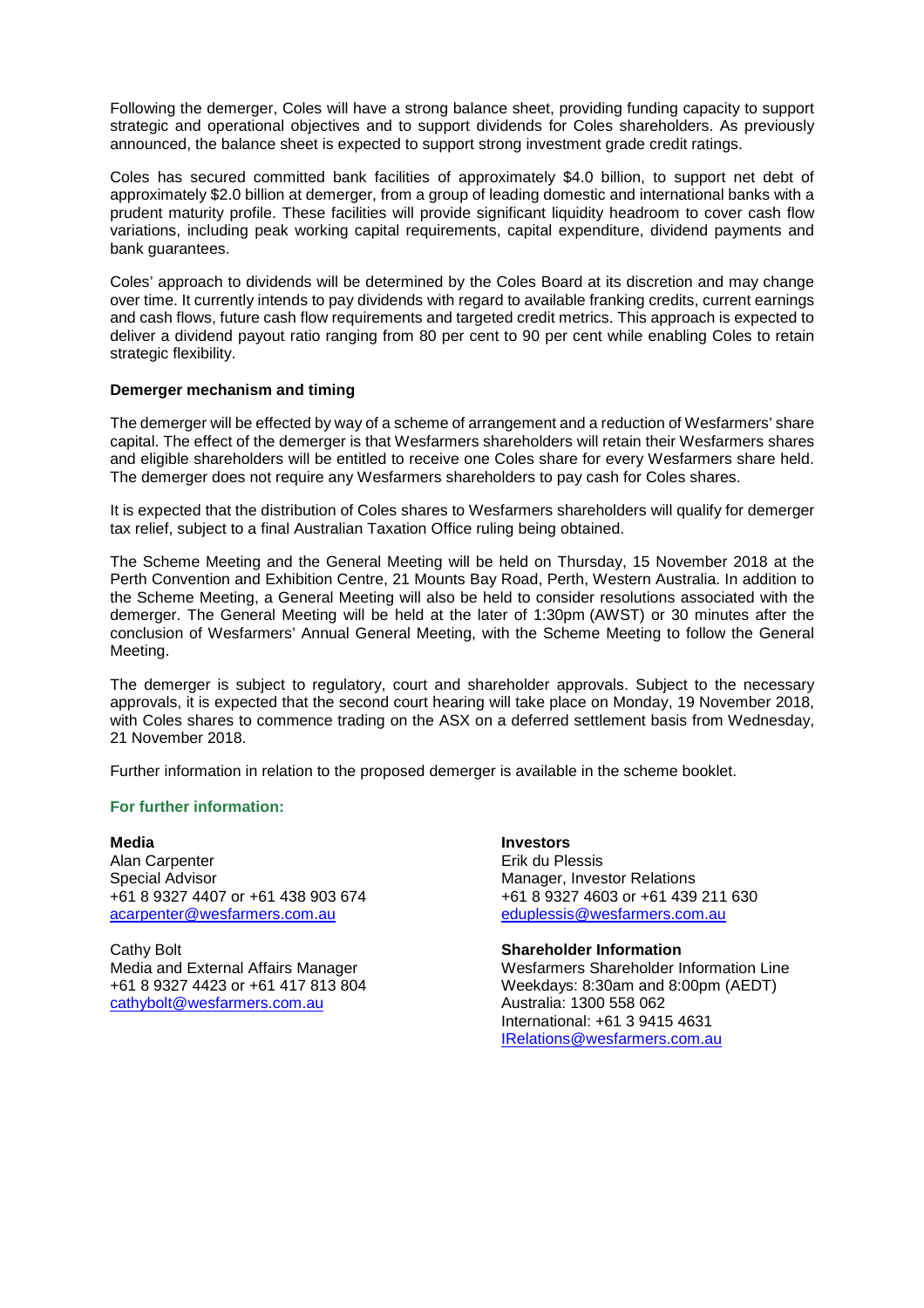Following the demerger, Coles will have a strong balance sheet, providing funding capacity to support strategic and operational objectives and to support dividends for Coles shareholders. As previously announced, the balance sheet is expected to support strong investment grade credit ratings.

Coles has secured committed bank facilities of approximately $4.0 billion, to support net debt of approximately $2.0 billion at demerger, from a group of leading domestic and international banks with a prudent maturity profile. These facilities will provide significant liquidity headroom to cover cash flow variations, including peak working capital requirements, capital expenditure, dividend payments and bank guarantees.

Coles' approach to dividends will be determined by the Coles Board at its discretion and may change over time. It currently intends to pay dividends with regard to available franking credits, current earnings and cash flows, future cash flow requirements and targeted credit metrics. This approach is expected to deliver a dividend payout ratio ranging from 80 per cent to 90 per cent while enabling Coles to retain strategic flexibility.

**Demerger mechanism and timing**

The demerger will be effected by way of a scheme of arrangement and a reduction of Wesfarmers' share capital. The effect of the demerger is that Wesfarmers shareholders will retain their Wesfarmers shares and eligible shareholders will be entitled to receive one Coles share for every Wesfarmers share held. The demerger does not require any Wesfarmers shareholders to pay cash for Coles shares.

It is expected that the distribution of Coles shares to Wesfarmers shareholders will qualify for demerger tax relief, subject to a final Australian Taxation Office ruling being obtained.

The Scheme Meeting and the General Meeting will be held on Thursday, 15 November 2018 at the Perth Convention and Exhibition Centre, 21 Mounts Bay Road, Perth, Western Australia. In addition to the Scheme Meeting, a General Meeting will also be held to consider resolutions associated with the demerger. The General Meeting will be held at the later of 1:30pm (AWST) or 30 minutes after the conclusion of Wesfarmers' Annual General Meeting, with the Scheme Meeting to follow the General Meeting.

The demerger is subject to regulatory, court and shareholder approvals. Subject to the necessary approvals, it is expected that the second court hearing will take place on Monday, 19 November 2018, with Coles shares to commence trading on the ASX on a deferred settlement basis from Wednesday, 21 November 2018.

Further information in relation to the proposed demerger is available in the scheme booklet.

**For further information:**

**Media**
Alan Carpenter
Special Advisor
+61 8 9327 4407 or +61 438 903 674
acarpenter@wesfarmers.com.au

Cathy Bolt
Media and External Affairs Manager
+61 8 9327 4423 or +61 417 813 804
cathybolt@wesfarmers.com.au

**Investors**
Erik du Plessis
Manager, Investor Relations
+61 8 9327 4603 or +61 439 211 630
eduplessis@wesfarmers.com.au

**Shareholder Information**
Wesfarmers Shareholder Information Line
Weekdays: 8:30am and 8:00pm (AEDT)
Australia: 1300 558 062
International: +61 3 9415 4631
IRelations@wesfarmers.com.au